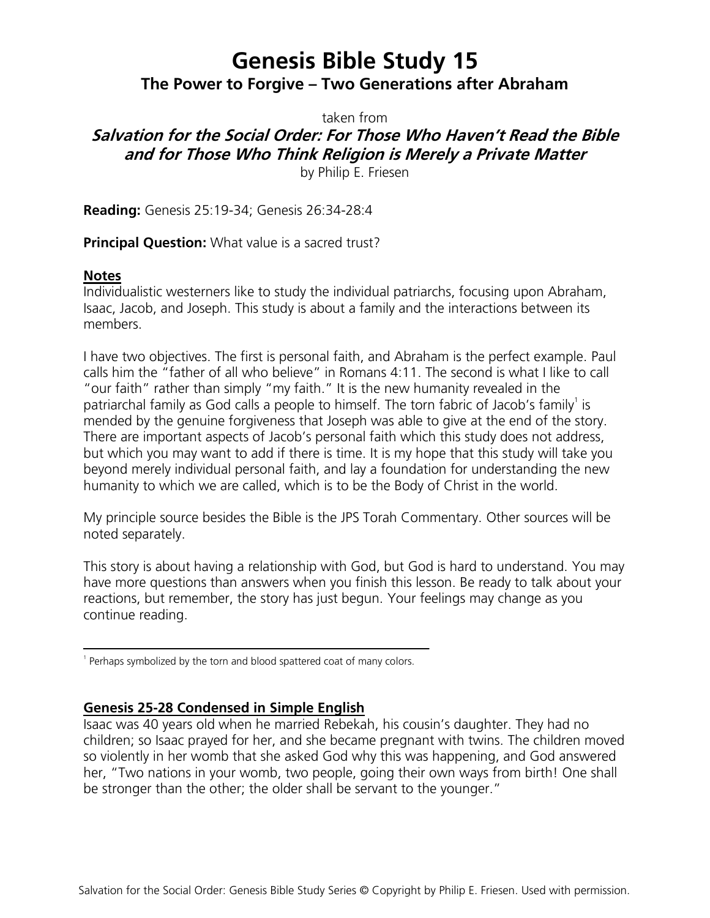# Genesis Bible Study 15

## The Power to Forgive – Two Generations after Abraham

taken from

***Salvation for the Social Order: For Those Who Haven't Read the Bible and for Those Who Think Religion is Merely a Private Matter***

by Philip E. Friesen

**Reading:** Genesis 25:19-34; Genesis 26:34-28:4

**Principal Question:** What value is a sacred trust?

**Notes**

Individualistic westerners like to study the individual patriarchs, focusing upon Abraham, Isaac, Jacob, and Joseph. This study is about a family and the interactions between its members.

I have two objectives. The first is personal faith, and Abraham is the perfect example. Paul calls him the "father of all who believe" in Romans 4:11. The second is what I like to call "our faith" rather than simply "my faith." It is the new humanity revealed in the patriarchal family as God calls a people to himself. The torn fabric of Jacob's family[1] is mended by the genuine forgiveness that Joseph was able to give at the end of the story. There are important aspects of Jacob's personal faith which this study does not address, but which you may want to add if there is time. It is my hope that this study will take you beyond merely individual personal faith, and lay a foundation for understanding the new humanity to which we are called, which is to be the Body of Christ in the world.

My principle source besides the Bible is the JPS Torah Commentary. Other sources will be noted separately.

This story is about having a relationship with God, but God is hard to understand. You may have more questions than answers when you finish this lesson. Be ready to talk about your reactions, but remember, the story has just begun. Your feelings may change as you continue reading.

[1] Perhaps symbolized by the torn and blood spattered coat of many colors.

**Genesis 25-28 Condensed in Simple English**

Isaac was 40 years old when he married Rebekah, his cousin's daughter. They had no children; so Isaac prayed for her, and she became pregnant with twins. The children moved so violently in her womb that she asked God why this was happening, and God answered her, "Two nations in your womb, two people, going their own ways from birth! One shall be stronger than the other; the older shall be servant to the younger."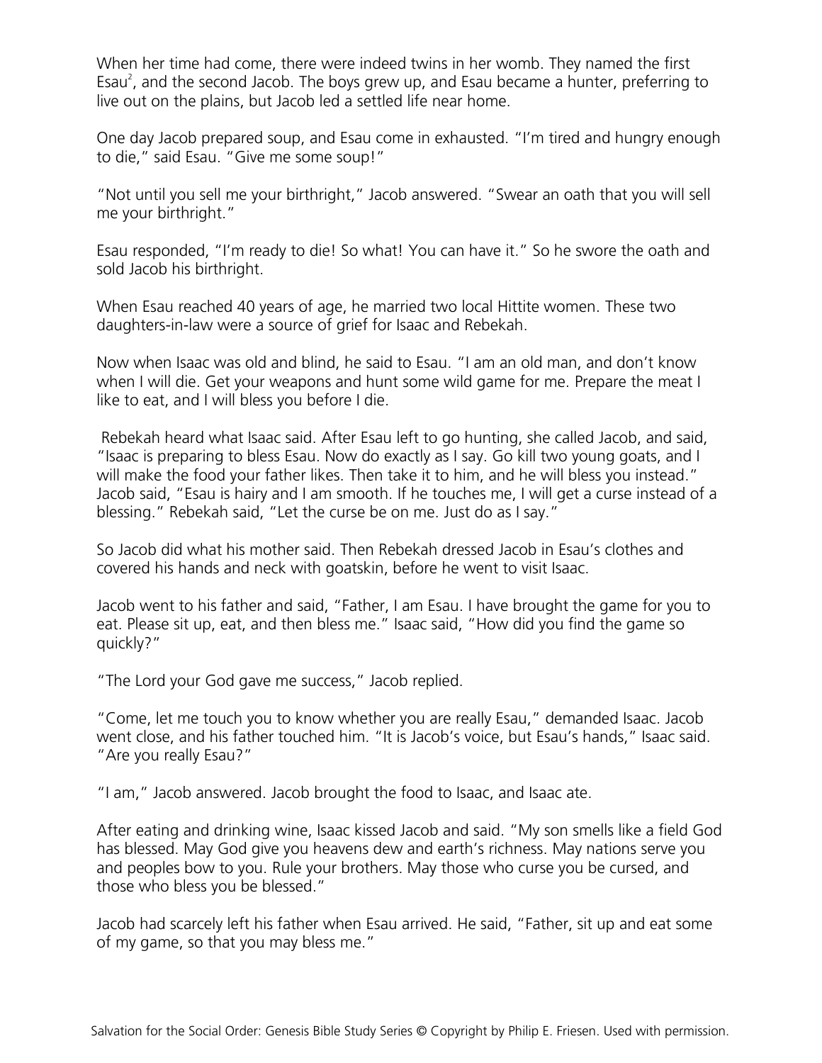When her time had come, there were indeed twins in her womb. They named the first Esau[2], and the second Jacob. The boys grew up, and Esau became a hunter, preferring to live out on the plains, but Jacob led a settled life near home.

One day Jacob prepared soup, and Esau come in exhausted. "I'm tired and hungry enough to die," said Esau. "Give me some soup!"

"Not until you sell me your birthright," Jacob answered. "Swear an oath that you will sell me your birthright."

Esau responded, "I'm ready to die! So what! You can have it." So he swore the oath and sold Jacob his birthright.

When Esau reached 40 years of age, he married two local Hittite women. These two daughters-in-law were a source of grief for Isaac and Rebekah.

Now when Isaac was old and blind, he said to Esau. "I am an old man, and don't know when I will die. Get your weapons and hunt some wild game for me. Prepare the meat I like to eat, and I will bless you before I die.

Rebekah heard what Isaac said. After Esau left to go hunting, she called Jacob, and said, "Isaac is preparing to bless Esau. Now do exactly as I say. Go kill two young goats, and I will make the food your father likes. Then take it to him, and he will bless you instead." Jacob said, "Esau is hairy and I am smooth. If he touches me, I will get a curse instead of a blessing." Rebekah said, "Let the curse be on me. Just do as I say."

So Jacob did what his mother said. Then Rebekah dressed Jacob in Esau's clothes and covered his hands and neck with goatskin, before he went to visit Isaac.

Jacob went to his father and said, "Father, I am Esau. I have brought the game for you to eat. Please sit up, eat, and then bless me." Isaac said, "How did you find the game so quickly?"

"The Lord your God gave me success," Jacob replied.

"Come, let me touch you to know whether you are really Esau," demanded Isaac. Jacob went close, and his father touched him. "It is Jacob's voice, but Esau's hands," Isaac said. "Are you really Esau?"

"I am," Jacob answered. Jacob brought the food to Isaac, and Isaac ate.

After eating and drinking wine, Isaac kissed Jacob and said. "My son smells like a field God has blessed. May God give you heavens dew and earth's richness. May nations serve you and peoples bow to you. Rule your brothers. May those who curse you be cursed, and those who bless you be blessed."

Jacob had scarcely left his father when Esau arrived. He said, "Father, sit up and eat some of my game, so that you may bless me."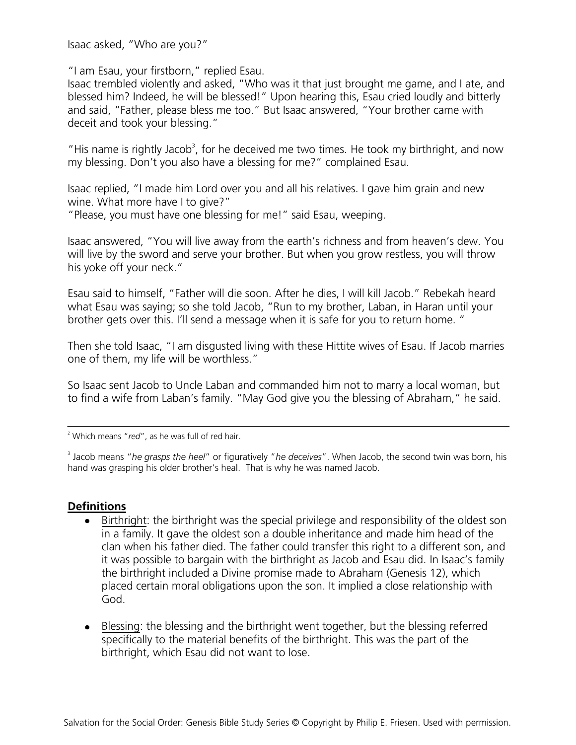Isaac asked, "Who are you?"

"I am Esau, your firstborn," replied Esau.
Isaac trembled violently and asked, "Who was it that just brought me game, and I ate, and blessed him? Indeed, he will be blessed!" Upon hearing this, Esau cried loudly and bitterly and said, "Father, please bless me too." But Isaac answered, "Your brother came with deceit and took your blessing."

"His name is rightly Jacob[3], for he deceived me two times. He took my birthright, and now my blessing. Don't you also have a blessing for me?" complained Esau.

Isaac replied, "I made him Lord over you and all his relatives. I gave him grain and new wine. What more have I to give?"
"Please, you must have one blessing for me!" said Esau, weeping.

Isaac answered, "You will live away from the earth's richness and from heaven's dew. You will live by the sword and serve your brother. But when you grow restless, you will throw his yoke off your neck."

Esau said to himself, "Father will die soon. After he dies, I will kill Jacob." Rebekah heard what Esau was saying; so she told Jacob, "Run to my brother, Laban, in Haran until your brother gets over this. I'll send a message when it is safe for you to return home. "

Then she told Isaac, "I am disgusted living with these Hittite wives of Esau. If Jacob marries one of them, my life will be worthless."

So Isaac sent Jacob to Uncle Laban and commanded him not to marry a local woman, but to find a wife from Laban's family. "May God give you the blessing of Abraham," he said.

---

[2] Which means "*red*", as he was full of red hair.

[3] Jacob means "*he grasps the heel*" or figuratively "*he deceives*". When Jacob, the second twin was born, his hand was grasping his older brother's heal. That is why he was named Jacob.

## Definitions

- Birthright: the birthright was the special privilege and responsibility of the oldest son in a family. It gave the oldest son a double inheritance and made him head of the clan when his father died. The father could transfer this right to a different son, and it was possible to bargain with the birthright as Jacob and Esau did. In Isaac's family the birthright included a Divine promise made to Abraham (Genesis 12), which placed certain moral obligations upon the son. It implied a close relationship with God.

- Blessing: the blessing and the birthright went together, but the blessing referred specifically to the material benefits of the birthright. This was the part of the birthright, which Esau did not want to lose.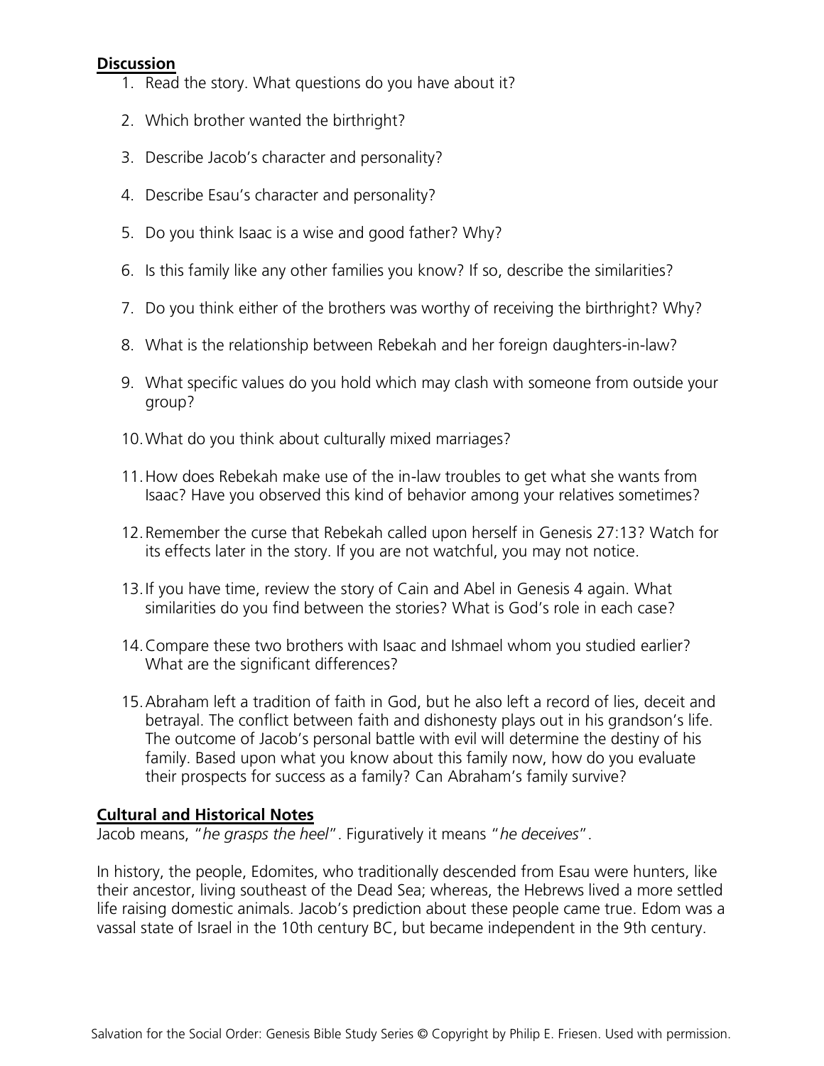**Discussion**

1. Read the story. What questions do you have about it?
2. Which brother wanted the birthright?
3. Describe Jacob's character and personality?
4. Describe Esau's character and personality?
5. Do you think Isaac is a wise and good father? Why?
6. Is this family like any other families you know? If so, describe the similarities?
7. Do you think either of the brothers was worthy of receiving the birthright? Why?
8. What is the relationship between Rebekah and her foreign daughters-in-law?
9. What specific values do you hold which may clash with someone from outside your group?
10. What do you think about culturally mixed marriages?
11. How does Rebekah make use of the in-law troubles to get what she wants from Isaac? Have you observed this kind of behavior among your relatives sometimes?
12. Remember the curse that Rebekah called upon herself in Genesis 27:13? Watch for its effects later in the story. If you are not watchful, you may not notice.
13. If you have time, review the story of Cain and Abel in Genesis 4 again. What similarities do you find between the stories? What is God's role in each case?
14. Compare these two brothers with Isaac and Ishmael whom you studied earlier? What are the significant differences?
15. Abraham left a tradition of faith in God, but he also left a record of lies, deceit and betrayal. The conflict between faith and dishonesty plays out in his grandson's life. The outcome of Jacob's personal battle with evil will determine the destiny of his family. Based upon what you know about this family now, how do you evaluate their prospects for success as a family? Can Abraham's family survive?

**Cultural and Historical Notes**

Jacob means, "*he grasps the heel*". Figuratively it means "*he deceives*".

In history, the people, Edomites, who traditionally descended from Esau were hunters, like their ancestor, living southeast of the Dead Sea; whereas, the Hebrews lived a more settled life raising domestic animals. Jacob's prediction about these people came true. Edom was a vassal state of Israel in the 10th century BC, but became independent in the 9th century.

Salvation for the Social Order: Genesis Bible Study Series © Copyright by Philip E. Friesen. Used with permission.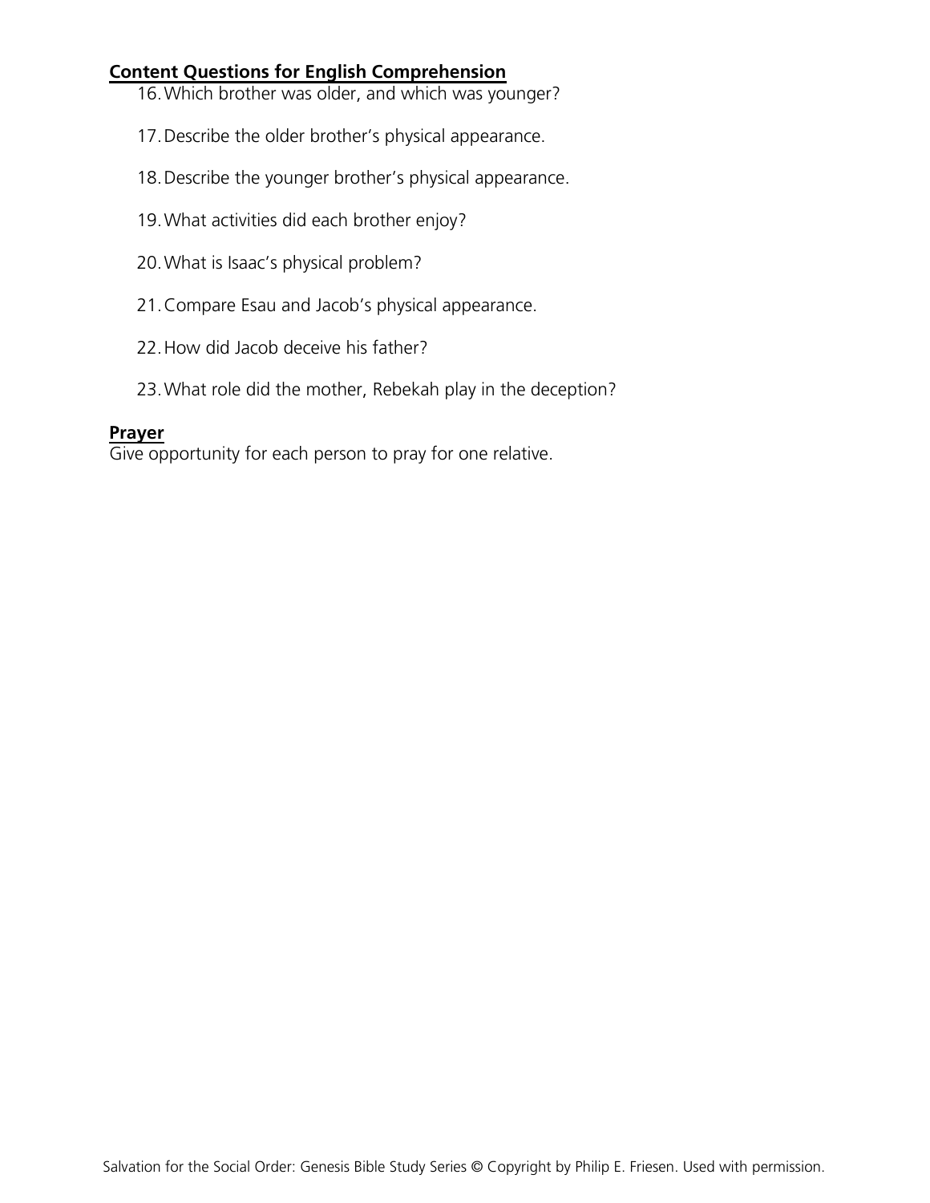**Content Questions for English Comprehension**

16. Which brother was older, and which was younger?
17. Describe the older brother's physical appearance.
18. Describe the younger brother's physical appearance.
19. What activities did each brother enjoy?
20. What is Isaac's physical problem?
21. Compare Esau and Jacob's physical appearance.
22. How did Jacob deceive his father?
23. What role did the mother, Rebekah play in the deception?

**Prayer**

Give opportunity for each person to pray for one relative.

Salvation for the Social Order: Genesis Bible Study Series © Copyright by Philip E. Friesen. Used with permission.